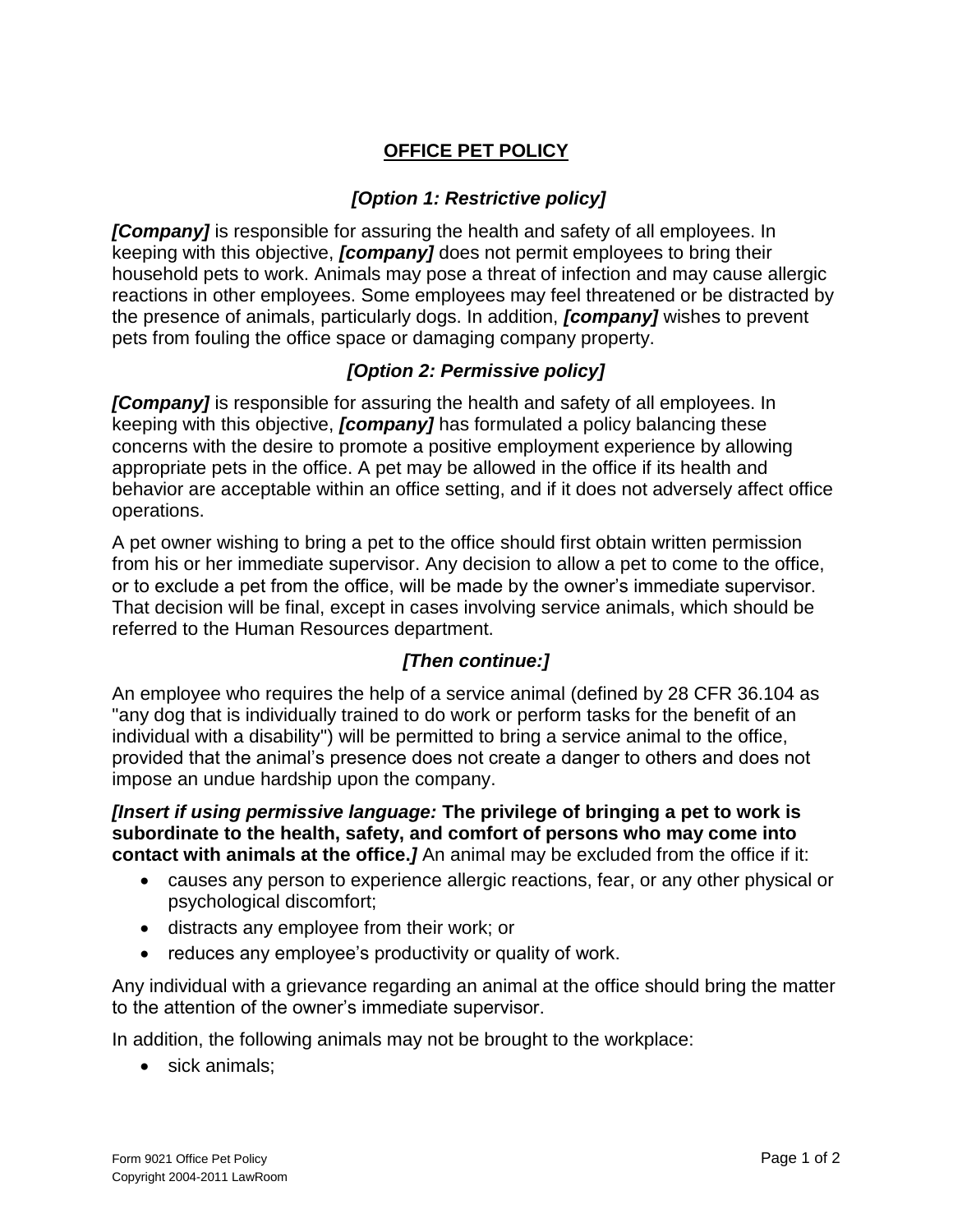# OFFICE PET POLICY

### *[Option 1: Restrictive policy]*

***[Company]*** is responsible for assuring the health and safety of all employees. In keeping with this objective, ***[company]*** does not permit employees to bring their household pets to work. Animals may pose a threat of infection and may cause allergic reactions in other employees. Some employees may feel threatened or be distracted by the presence of animals, particularly dogs. In addition, ***[company]*** wishes to prevent pets from fouling the office space or damaging company property.

### *[Option 2: Permissive policy]*

***[Company]*** is responsible for assuring the health and safety of all employees. In keeping with this objective, ***[company]*** has formulated a policy balancing these concerns with the desire to promote a positive employment experience by allowing appropriate pets in the office. A pet may be allowed in the office if its health and behavior are acceptable within an office setting, and if it does not adversely affect office operations.

A pet owner wishing to bring a pet to the office should first obtain written permission from his or her immediate supervisor. Any decision to allow a pet to come to the office, or to exclude a pet from the office, will be made by the owner's immediate supervisor. That decision will be final, except in cases involving service animals, which should be referred to the Human Resources department.

### *[Then continue:]*

An employee who requires the help of a service animal (defined by 28 CFR 36.104 as "any dog that is individually trained to do work or perform tasks for the benefit of an individual with a disability") will be permitted to bring a service animal to the office, provided that the animal's presence does not create a danger to others and does not impose an undue hardship upon the company.

***[Insert if using permissive language:* The privilege of bringing a pet to work is subordinate to the health, safety, and comfort of persons who may come into contact with animals at the office.*]*** An animal may be excluded from the office if it:

- causes any person to experience allergic reactions, fear, or any other physical or psychological discomfort;
- distracts any employee from their work; or
- reduces any employee's productivity or quality of work.

Any individual with a grievance regarding an animal at the office should bring the matter to the attention of the owner's immediate supervisor.

In addition, the following animals may not be brought to the workplace:

- sick animals;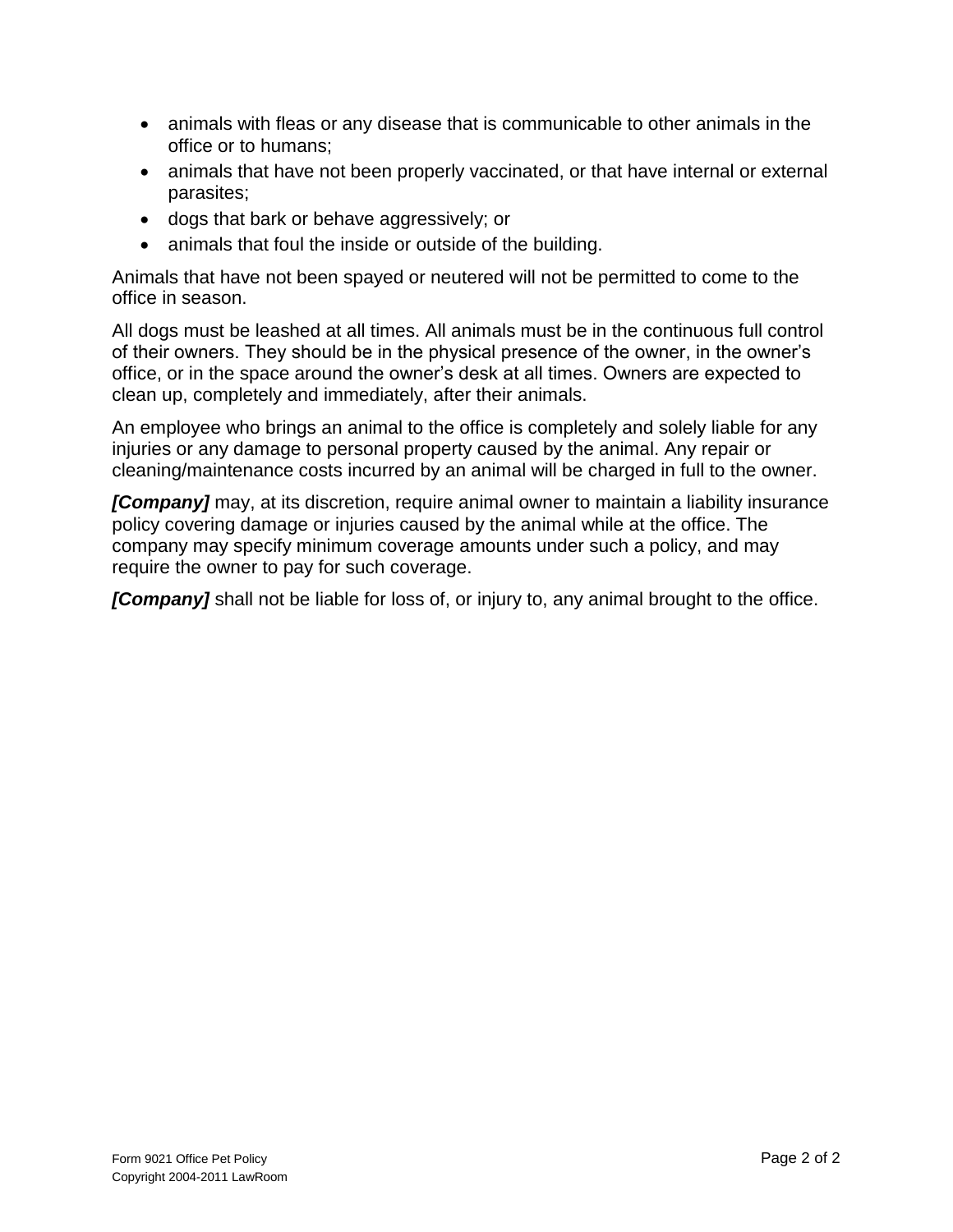- animals with fleas or any disease that is communicable to other animals in the office or to humans;
- animals that have not been properly vaccinated, or that have internal or external parasites;
- dogs that bark or behave aggressively; or
- animals that foul the inside or outside of the building.

Animals that have not been spayed or neutered will not be permitted to come to the office in season.

All dogs must be leashed at all times. All animals must be in the continuous full control of their owners. They should be in the physical presence of the owner, in the owner's office, or in the space around the owner's desk at all times. Owners are expected to clean up, completely and immediately, after their animals.

An employee who brings an animal to the office is completely and solely liable for any injuries or any damage to personal property caused by the animal. Any repair or cleaning/maintenance costs incurred by an animal will be charged in full to the owner.

***[Company]*** may, at its discretion, require animal owner to maintain a liability insurance policy covering damage or injuries caused by the animal while at the office. The company may specify minimum coverage amounts under such a policy, and may require the owner to pay for such coverage.

***[Company]*** shall not be liable for loss of, or injury to, any animal brought to the office.

Form 9021 Office Pet Policy
Copyright 2004-2011 LawRoom